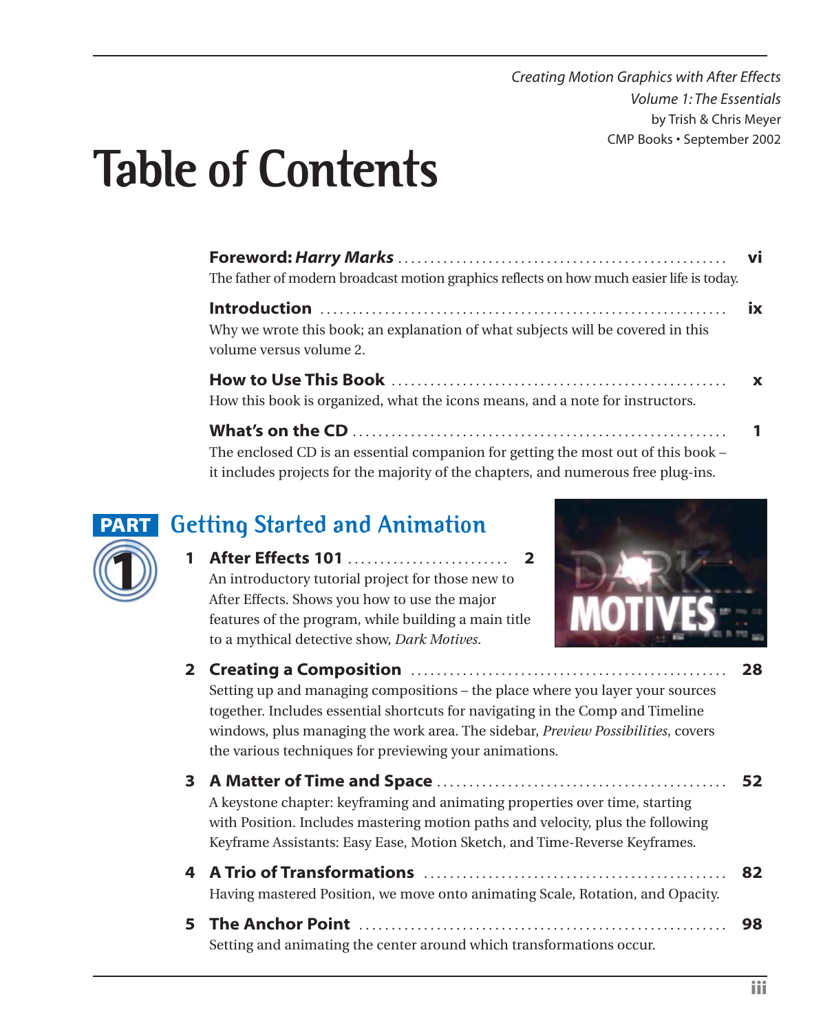*Creating Motion Graphics with After Effects*
*Volume 1: The Essentials*
by Trish & Chris Meyer
CMP Books • September 2002

# Table of Contents

**Foreword: *Harry Marks*** .................................................. **vi**
The father of modern broadcast motion graphics reflects on how much easier life is today.

**Introduction** .................................................. **ix**
Why we wrote this book; an explanation of what subjects will be covered in this volume versus volume 2.

**How to Use This Book** .................................................. **x**
How this book is organized, what the icons means, and a note for instructors.

**What's on the CD** .................................................. **1**
The enclosed CD is an essential companion for getting the most out of this book – it includes projects for the majority of the chapters, and numerous free plug-ins.

## PART 1 Getting Started and Animation

**1 After Effects 101** ......................... **2**
An introductory tutorial project for those new to After Effects. Shows you how to use the major features of the program, while building a main title to a mythical detective show, *Dark Motives*.

**2 Creating a Composition** .................................................. **28**
Setting up and managing compositions – the place where you layer your sources together. Includes essential shortcuts for navigating in the Comp and Timeline windows, plus managing the work area. The sidebar, *Preview Possibilities*, covers the various techniques for previewing your animations.

**3 A Matter of Time and Space** .................................................. **52**
A keystone chapter: keyframing and animating properties over time, starting with Position. Includes mastering motion paths and velocity, plus the following Keyframe Assistants: Easy Ease, Motion Sketch, and Time-Reverse Keyframes.

**4 A Trio of Transformations** .................................................. **82**
Having mastered Position, we move onto animating Scale, Rotation, and Opacity.

**5 The Anchor Point** .................................................. **98**
Setting and animating the center around which transformations occur.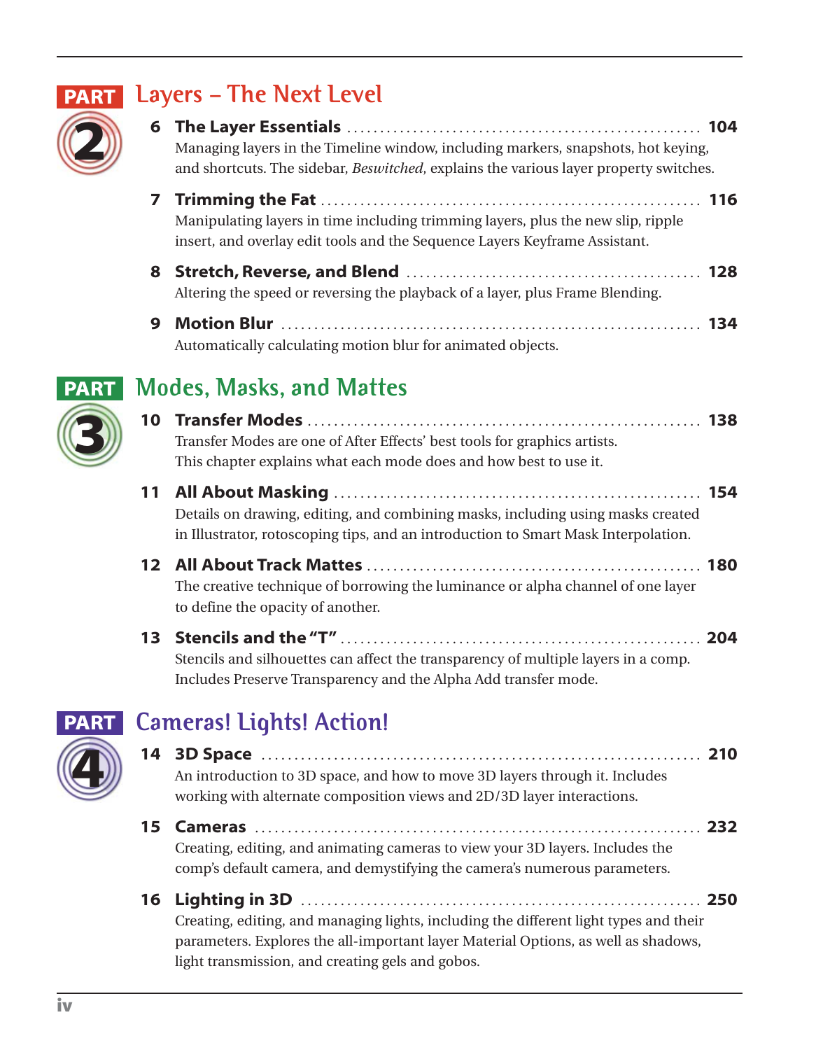## PART 2 Layers – The Next Level

**6 The Layer Essentials** .................................................... **104**
Managing layers in the Timeline window, including markers, snapshots, hot keying, and shortcuts. The sidebar, *Beswitched*, explains the various layer property switches.

**7 Trimming the Fat** .................................................... **116**
Manipulating layers in time including trimming layers, plus the new slip, ripple insert, and overlay edit tools and the Sequence Layers Keyframe Assistant.

**8 Stretch, Reverse, and Blend** .................................................... **128**
Altering the speed or reversing the playback of a layer, plus Frame Blending.

**9 Motion Blur** .................................................... **134**
Automatically calculating motion blur for animated objects.

## PART 3 Modes, Masks, and Mattes

**10 Transfer Modes** .................................................... **138**
Transfer Modes are one of After Effects' best tools for graphics artists. This chapter explains what each mode does and how best to use it.

**11 All About Masking** .................................................... **154**
Details on drawing, editing, and combining masks, including using masks created in Illustrator, rotoscoping tips, and an introduction to Smart Mask Interpolation.

**12 All About Track Mattes** .................................................... **180**
The creative technique of borrowing the luminance or alpha channel of one layer to define the opacity of another.

**13 Stencils and the "T"** .................................................... **204**
Stencils and silhouettes can affect the transparency of multiple layers in a comp. Includes Preserve Transparency and the Alpha Add transfer mode.

## PART 4 Cameras! Lights! Action!

**14 3D Space** .................................................... **210**
An introduction to 3D space, and how to move 3D layers through it. Includes working with alternate composition views and 2D/3D layer interactions.

**15 Cameras** .................................................... **232**
Creating, editing, and animating cameras to view your 3D layers. Includes the comp's default camera, and demystifying the camera's numerous parameters.

**16 Lighting in 3D** .................................................... **250**
Creating, editing, and managing lights, including the different light types and their parameters. Explores the all-important layer Material Options, as well as shadows, light transmission, and creating gels and gobos.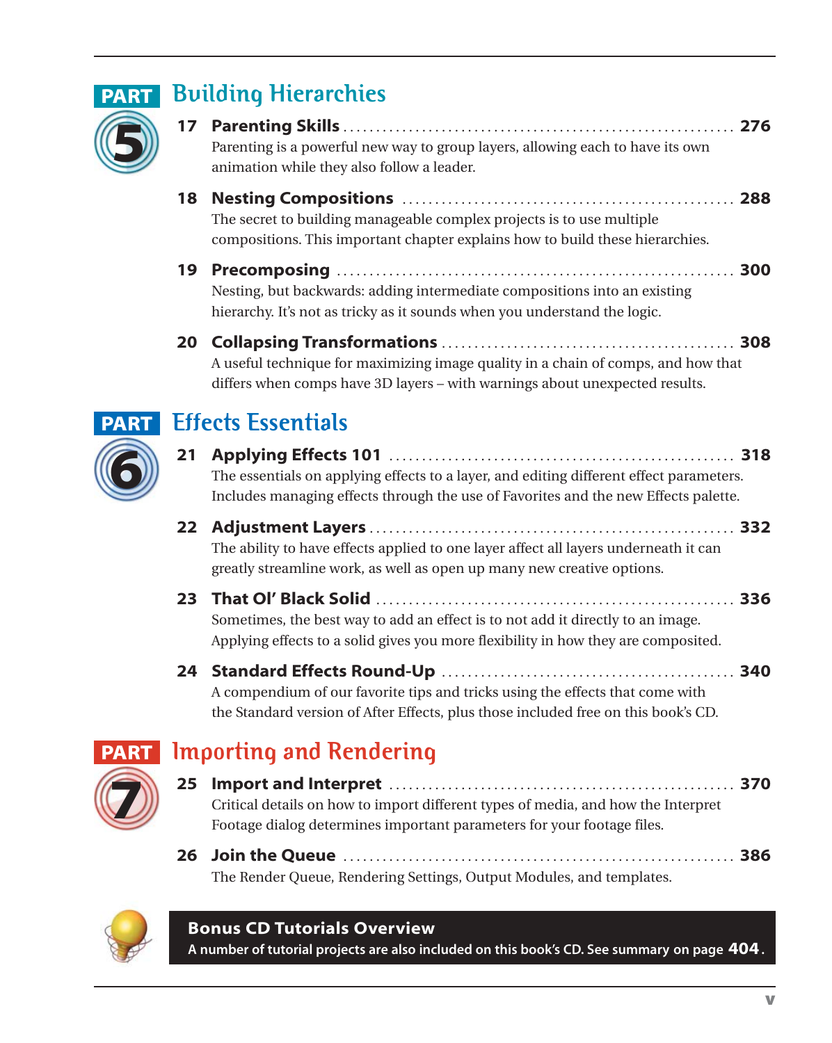## PART 5 Building Hierarchies

**17 Parenting Skills** .......... **276**
Parenting is a powerful new way to group layers, allowing each to have its own animation while they also follow a leader.

**18 Nesting Compositions** .......... **288**
The secret to building manageable complex projects is to use multiple compositions. This important chapter explains how to build these hierarchies.

**19 Precomposing** .......... **300**
Nesting, but backwards: adding intermediate compositions into an existing hierarchy. It's not as tricky as it sounds when you understand the logic.

**20 Collapsing Transformations** .......... **308**
A useful technique for maximizing image quality in a chain of comps, and how that differs when comps have 3D layers – with warnings about unexpected results.

## PART 6 Effects Essentials

**21 Applying Effects 101** .......... **318**
The essentials on applying effects to a layer, and editing different effect parameters. Includes managing effects through the use of Favorites and the new Effects palette.

**22 Adjustment Layers** .......... **332**
The ability to have effects applied to one layer affect all layers underneath it can greatly streamline work, as well as open up many new creative options.

**23 That Ol' Black Solid** .......... **336**
Sometimes, the best way to add an effect is to not add it directly to an image. Applying effects to a solid gives you more flexibility in how they are composited.

**24 Standard Effects Round-Up** .......... **340**
A compendium of our favorite tips and tricks using the effects that come with the Standard version of After Effects, plus those included free on this book's CD.

## PART 7 Importing and Rendering

**25 Import and Interpret** .......... **370**
Critical details on how to import different types of media, and how the Interpret Footage dialog determines important parameters for your footage files.

**26 Join the Queue** .......... **386**
The Render Queue, Rendering Settings, Output Modules, and templates.

**Bonus CD Tutorials Overview**
**A number of tutorial projects are also included on this book's CD. See summary on page 404.**